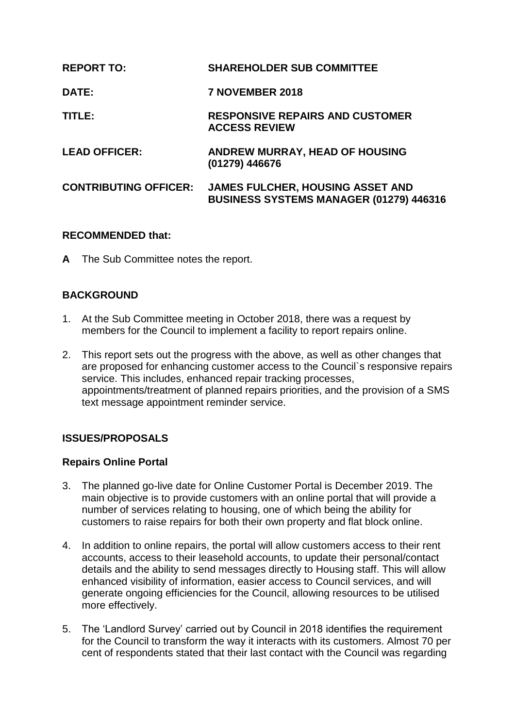| | |
|---|---|
| **REPORT TO:** | **SHAREHOLDER SUB COMMITTEE** |
| **DATE:** | **7 NOVEMBER 2018** |
| **TITLE:** | **RESPONSIVE REPAIRS AND CUSTOMER ACCESS REVIEW** |
| **LEAD OFFICER:** | **ANDREW MURRAY, HEAD OF HOUSING (01279) 446676** |
| **CONTRIBUTING OFFICER:** | **JAMES FULCHER, HOUSING ASSET AND BUSINESS SYSTEMS MANAGER (01279) 446316** |

**RECOMMENDED that:**

**A** The Sub Committee notes the report.

## BACKGROUND

1. At the Sub Committee meeting in October 2018, there was a request by members for the Council to implement a facility to report repairs online.

2. This report sets out the progress with the above, as well as other changes that are proposed for enhancing customer access to the Council`s responsive repairs service. This includes, enhanced repair tracking processes, appointments/treatment of planned repairs priorities, and the provision of a SMS text message appointment reminder service.

## ISSUES/PROPOSALS

### Repairs Online Portal

3. The planned go-live date for Online Customer Portal is December 2019. The main objective is to provide customers with an online portal that will provide a number of services relating to housing, one of which being the ability for customers to raise repairs for both their own property and flat block online.

4. In addition to online repairs, the portal will allow customers access to their rent accounts, access to their leasehold accounts, to update their personal/contact details and the ability to send messages directly to Housing staff. This will allow enhanced visibility of information, easier access to Council services, and will generate ongoing efficiencies for the Council, allowing resources to be utilised more effectively.

5. The 'Landlord Survey' carried out by Council in 2018 identifies the requirement for the Council to transform the way it interacts with its customers. Almost 70 per cent of respondents stated that their last contact with the Council was regarding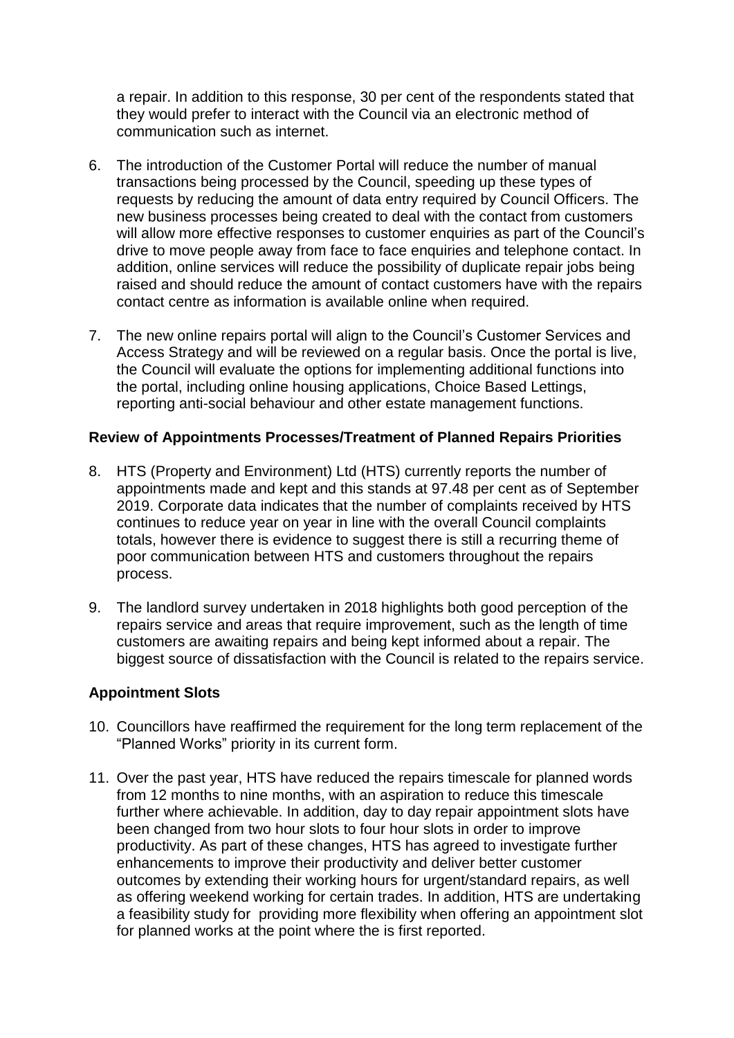a repair. In addition to this response, 30 per cent of the respondents stated that they would prefer to interact with the Council via an electronic method of communication such as internet.

6. The introduction of the Customer Portal will reduce the number of manual transactions being processed by the Council, speeding up these types of requests by reducing the amount of data entry required by Council Officers. The new business processes being created to deal with the contact from customers will allow more effective responses to customer enquiries as part of the Council's drive to move people away from face to face enquiries and telephone contact. In addition, online services will reduce the possibility of duplicate repair jobs being raised and should reduce the amount of contact customers have with the repairs contact centre as information is available online when required.

7. The new online repairs portal will align to the Council's Customer Services and Access Strategy and will be reviewed on a regular basis. Once the portal is live, the Council will evaluate the options for implementing additional functions into the portal, including online housing applications, Choice Based Lettings, reporting anti-social behaviour and other estate management functions.

**Review of Appointments Processes/Treatment of Planned Repairs Priorities**

8. HTS (Property and Environment) Ltd (HTS) currently reports the number of appointments made and kept and this stands at 97.48 per cent as of September 2019. Corporate data indicates that the number of complaints received by HTS continues to reduce year on year in line with the overall Council complaints totals, however there is evidence to suggest there is still a recurring theme of poor communication between HTS and customers throughout the repairs process.

9. The landlord survey undertaken in 2018 highlights both good perception of the repairs service and areas that require improvement, such as the length of time customers are awaiting repairs and being kept informed about a repair. The biggest source of dissatisfaction with the Council is related to the repairs service.

**Appointment Slots**

10. Councillors have reaffirmed the requirement for the long term replacement of the "Planned Works" priority in its current form.

11. Over the past year, HTS have reduced the repairs timescale for planned words from 12 months to nine months, with an aspiration to reduce this timescale further where achievable. In addition, day to day repair appointment slots have been changed from two hour slots to four hour slots in order to improve productivity. As part of these changes, HTS has agreed to investigate further enhancements to improve their productivity and deliver better customer outcomes by extending their working hours for urgent/standard repairs, as well as offering weekend working for certain trades. In addition, HTS are undertaking a feasibility study for providing more flexibility when offering an appointment slot for planned works at the point where the is first reported.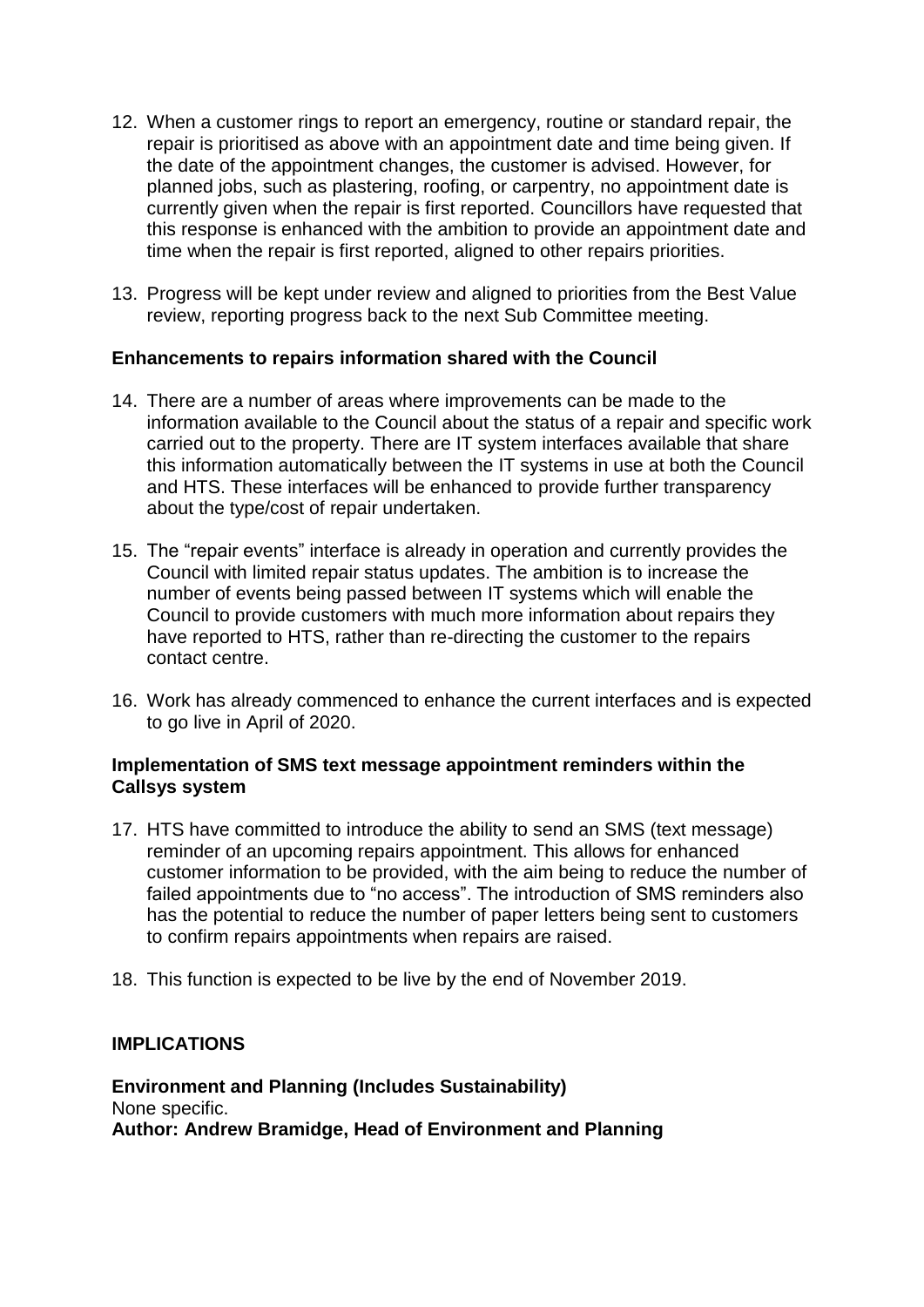12. When a customer rings to report an emergency, routine or standard repair, the repair is prioritised as above with an appointment date and time being given. If the date of the appointment changes, the customer is advised. However, for planned jobs, such as plastering, roofing, or carpentry, no appointment date is currently given when the repair is first reported. Councillors have requested that this response is enhanced with the ambition to provide an appointment date and time when the repair is first reported, aligned to other repairs priorities.

13. Progress will be kept under review and aligned to priorities from the Best Value review, reporting progress back to the next Sub Committee meeting.

**Enhancements to repairs information shared with the Council**

14. There are a number of areas where improvements can be made to the information available to the Council about the status of a repair and specific work carried out to the property. There are IT system interfaces available that share this information automatically between the IT systems in use at both the Council and HTS. These interfaces will be enhanced to provide further transparency about the type/cost of repair undertaken.

15. The "repair events" interface is already in operation and currently provides the Council with limited repair status updates. The ambition is to increase the number of events being passed between IT systems which will enable the Council to provide customers with much more information about repairs they have reported to HTS, rather than re-directing the customer to the repairs contact centre.

16. Work has already commenced to enhance the current interfaces and is expected to go live in April of 2020.

**Implementation of SMS text message appointment reminders within the Callsys system**

17. HTS have committed to introduce the ability to send an SMS (text message) reminder of an upcoming repairs appointment. This allows for enhanced customer information to be provided, with the aim being to reduce the number of failed appointments due to "no access". The introduction of SMS reminders also has the potential to reduce the number of paper letters being sent to customers to confirm repairs appointments when repairs are raised.

18. This function is expected to be live by the end of November 2019.

**IMPLICATIONS**

**Environment and Planning (Includes Sustainability)**
None specific.
**Author: Andrew Bramidge, Head of Environment and Planning**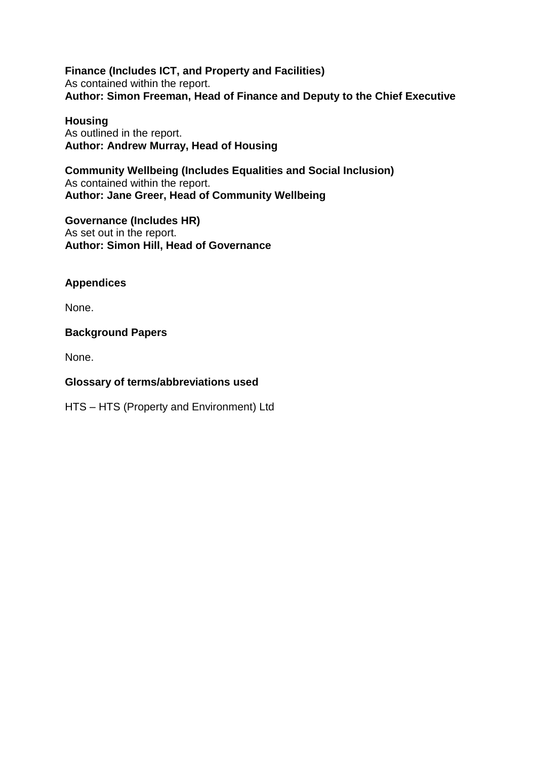**Finance (Includes ICT, and Property and Facilities)**
As contained within the report.
**Author: Simon Freeman, Head of Finance and Deputy to the Chief Executive**

**Housing**
As outlined in the report.
**Author: Andrew Murray, Head of Housing**

**Community Wellbeing (Includes Equalities and Social Inclusion)**
As contained within the report.
**Author: Jane Greer, Head of Community Wellbeing**

**Governance (Includes HR)**
As set out in the report.
**Author: Simon Hill, Head of Governance**

## Appendices

None.

## Background Papers

None.

## Glossary of terms/abbreviations used

HTS – HTS (Property and Environment) Ltd